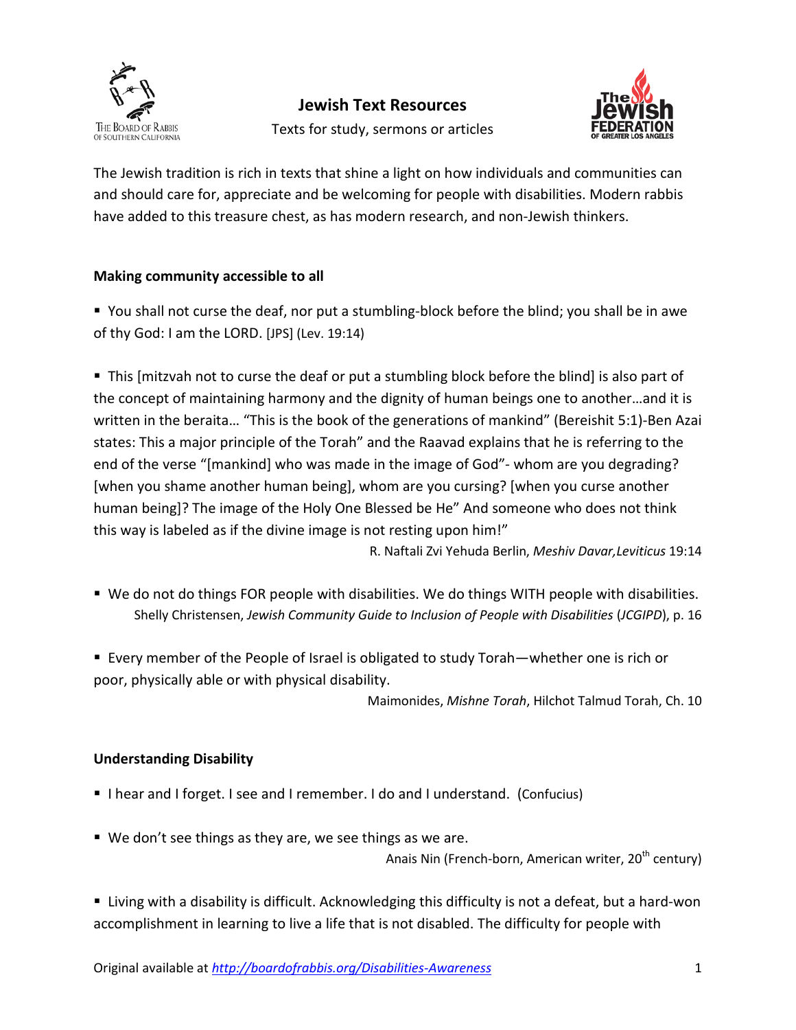# Jewish Text Resources

Texts for study, sermons or articles

The Jewish tradition is rich in texts that shine a light on how individuals and communities can and should care for, appreciate and be welcoming for people with disabilities. Modern rabbis have added to this treasure chest, as has modern research, and non-Jewish thinkers.

**Making community accessible to all**

- You shall not curse the deaf, nor put a stumbling-block before the blind; you shall be in awe of thy God: I am the LORD. [JPS] (Lev. 19:14)

- This [mitzvah not to curse the deaf or put a stumbling block before the blind] is also part of the concept of maintaining harmony and the dignity of human beings one to another…and it is written in the beraita… "This is the book of the generations of mankind" (Bereishit 5:1)-Ben Azai states: This a major principle of the Torah" and the Raavad explains that he is referring to the end of the verse "[mankind] who was made in the image of God"- whom are you degrading? [when you shame another human being], whom are you cursing? [when you curse another human being]? The image of the Holy One Blessed be He" And someone who does not think this way is labeled as if the divine image is not resting upon him!"

  R. Naftali Zvi Yehuda Berlin, *Meshiv Davar,Leviticus* 19:14

- We do not do things FOR people with disabilities. We do things WITH people with disabilities.

  Shelly Christensen, *Jewish Community Guide to Inclusion of People with Disabilities* (*JCGIPD*), p. 16

- Every member of the People of Israel is obligated to study Torah—whether one is rich or poor, physically able or with physical disability.

  Maimonides, *Mishne Torah*, Hilchot Talmud Torah, Ch. 10

**Understanding Disability**

- I hear and I forget. I see and I remember. I do and I understand. (Confucius)

- We don't see things as they are, we see things as we are.

  Anais Nin (French-born, American writer, 20th century)

- Living with a disability is difficult. Acknowledging this difficulty is not a defeat, but a hard-won accomplishment in learning to live a life that is not disabled. The difficulty for people with

Original available at *http://boardofrabbis.org/Disabilities-Awareness*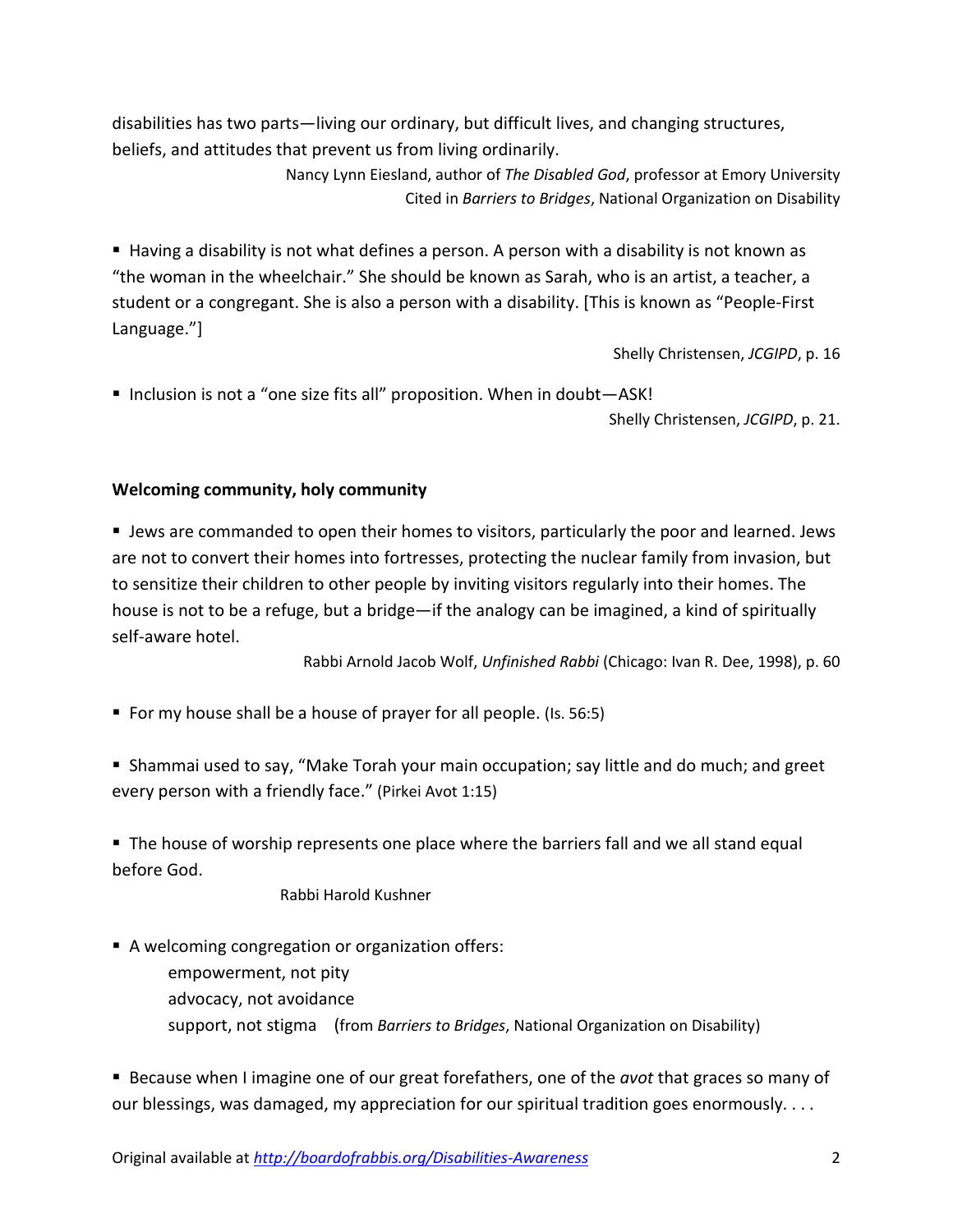disabilities has two parts—living our ordinary, but difficult lives, and changing structures, beliefs, and attitudes that prevent us from living ordinarily.

Nancy Lynn Eiesland, author of *The Disabled God*, professor at Emory University
Cited in *Barriers to Bridges*, National Organization on Disability

- Having a disability is not what defines a person. A person with a disability is not known as "the woman in the wheelchair." She should be known as Sarah, who is an artist, a teacher, a student or a congregant. She is also a person with a disability. [This is known as "People-First Language."]

Shelly Christensen, *JCGIPD*, p. 16

- Inclusion is not a "one size fits all" proposition. When in doubt—ASK!

Shelly Christensen, *JCGIPD*, p. 21.

**Welcoming community, holy community**

- Jews are commanded to open their homes to visitors, particularly the poor and learned. Jews are not to convert their homes into fortresses, protecting the nuclear family from invasion, but to sensitize their children to other people by inviting visitors regularly into their homes. The house is not to be a refuge, but a bridge—if the analogy can be imagined, a kind of spiritually self-aware hotel.

Rabbi Arnold Jacob Wolf, *Unfinished Rabbi* (Chicago: Ivan R. Dee, 1998), p. 60

- For my house shall be a house of prayer for all people. (Is. 56:5)

- Shammai used to say, "Make Torah your main occupation; say little and do much; and greet every person with a friendly face." (Pirkei Avot 1:15)

- The house of worship represents one place where the barriers fall and we all stand equal before God.

Rabbi Harold Kushner

- A welcoming congregation or organization offers:
  empowerment, not pity
  advocacy, not avoidance
  support, not stigma (from *Barriers to Bridges*, National Organization on Disability)

- Because when I imagine one of our great forefathers, one of the *avot* that graces so many of our blessings, was damaged, my appreciation for our spiritual tradition goes enormously. . . .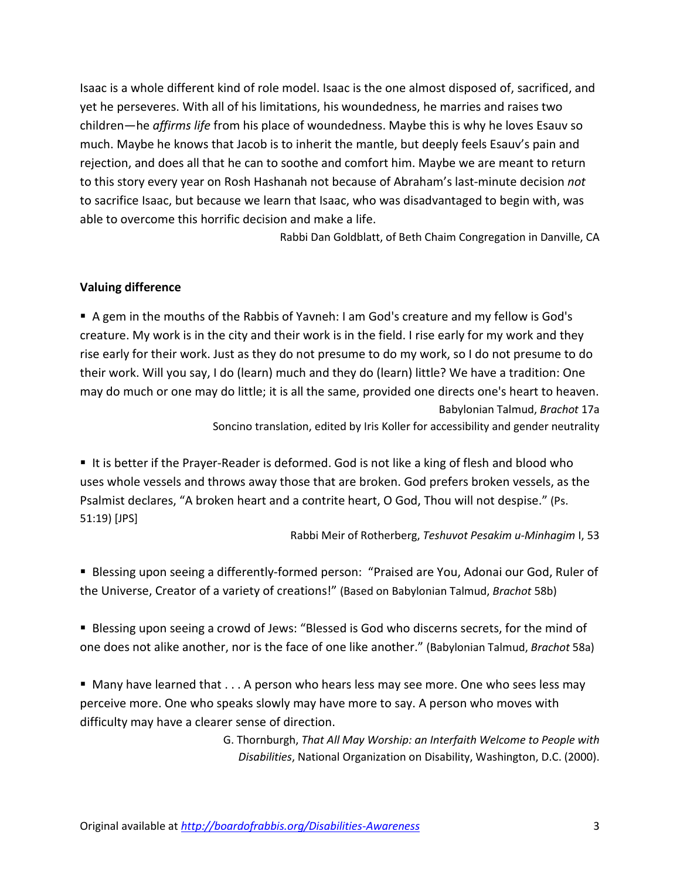Isaac is a whole different kind of role model. Isaac is the one almost disposed of, sacrificed, and yet he perseveres. With all of his limitations, his woundedness, he marries and raises two children—he *affirms life* from his place of woundedness. Maybe this is why he loves Esauv so much. Maybe he knows that Jacob is to inherit the mantle, but deeply feels Esauv's pain and rejection, and does all that he can to soothe and comfort him. Maybe we are meant to return to this story every year on Rosh Hashanah not because of Abraham's last-minute decision *not* to sacrifice Isaac, but because we learn that Isaac, who was disadvantaged to begin with, was able to overcome this horrific decision and make a life.

Rabbi Dan Goldblatt, of Beth Chaim Congregation in Danville, CA

**Valuing difference**

- A gem in the mouths of the Rabbis of Yavneh: I am God's creature and my fellow is God's creature. My work is in the city and their work is in the field. I rise early for my work and they rise early for their work. Just as they do not presume to do my work, so I do not presume to do their work. Will you say, I do (learn) much and they do (learn) little? We have a tradition: One may do much or one may do little; it is all the same, provided one directs one's heart to heaven.

  Babylonian Talmud, *Brachot* 17a
  Soncino translation, edited by Iris Koller for accessibility and gender neutrality

- It is better if the Prayer-Reader is deformed. God is not like a king of flesh and blood who uses whole vessels and throws away those that are broken. God prefers broken vessels, as the Psalmist declares, "A broken heart and a contrite heart, O God, Thou will not despise." (Ps. 51:19) [JPS]

  Rabbi Meir of Rotherberg, *Teshuvot Pesakim u-Minhagim* I, 53

- Blessing upon seeing a differently-formed person: "Praised are You, Adonai our God, Ruler of the Universe, Creator of a variety of creations!" (Based on Babylonian Talmud, *Brachot* 58b)

- Blessing upon seeing a crowd of Jews: "Blessed is God who discerns secrets, for the mind of one does not alike another, nor is the face of one like another." (Babylonian Talmud, *Brachot* 58a)

- Many have learned that . . . A person who hears less may see more. One who sees less may perceive more. One who speaks slowly may have more to say. A person who moves with difficulty may have a clearer sense of direction.

  G. Thornburgh, *That All May Worship: an Interfaith Welcome to People with Disabilities*, National Organization on Disability, Washington, D.C. (2000).

Original available at *http://boardofrabbis.org/Disabilities-Awareness*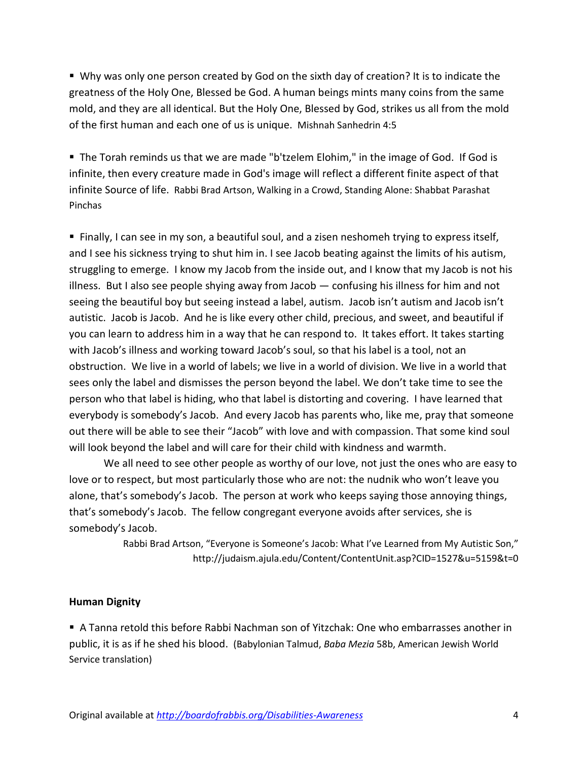- Why was only one person created by God on the sixth day of creation? It is to indicate the greatness of the Holy One, Blessed be God. A human beings mints many coins from the same mold, and they are all identical. But the Holy One, Blessed by God, strikes us all from the mold of the first human and each one of us is unique. Mishnah Sanhedrin 4:5

- The Torah reminds us that we are made "b'tzelem Elohim," in the image of God. If God is infinite, then every creature made in God's image will reflect a different finite aspect of that infinite Source of life. Rabbi Brad Artson, Walking in a Crowd, Standing Alone: Shabbat Parashat Pinchas

- Finally, I can see in my son, a beautiful soul, and a zisen neshomeh trying to express itself, and I see his sickness trying to shut him in. I see Jacob beating against the limits of his autism, struggling to emerge. I know my Jacob from the inside out, and I know that my Jacob is not his illness. But I also see people shying away from Jacob — confusing his illness for him and not seeing the beautiful boy but seeing instead a label, autism. Jacob isn't autism and Jacob isn't autistic. Jacob is Jacob. And he is like every other child, precious, and sweet, and beautiful if you can learn to address him in a way that he can respond to. It takes effort. It takes starting with Jacob's illness and working toward Jacob's soul, so that his label is a tool, not an obstruction. We live in a world of labels; we live in a world of division. We live in a world that sees only the label and dismisses the person beyond the label. We don't take time to see the person who that label is hiding, who that label is distorting and covering. I have learned that everybody is somebody's Jacob. And every Jacob has parents who, like me, pray that someone out there will be able to see their "Jacob" with love and with compassion. That some kind soul will look beyond the label and will care for their child with kindness and warmth.

  We all need to see other people as worthy of our love, not just the ones who are easy to love or to respect, but most particularly those who are not: the nudnik who won't leave you alone, that's somebody's Jacob. The person at work who keeps saying those annoying things, that's somebody's Jacob. The fellow congregant everyone avoids after services, she is somebody's Jacob.

  Rabbi Brad Artson, "Everyone is Someone's Jacob: What I've Learned from My Autistic Son," http://judaism.ajula.edu/Content/ContentUnit.asp?CID=1527&u=5159&t=0

**Human Dignity**

- A Tanna retold this before Rabbi Nachman son of Yitzchak: One who embarrasses another in public, it is as if he shed his blood. (Babylonian Talmud, *Baba Mezia* 58b, American Jewish World Service translation)

Original available at *http://boardofrabbis.org/Disabilities-Awareness*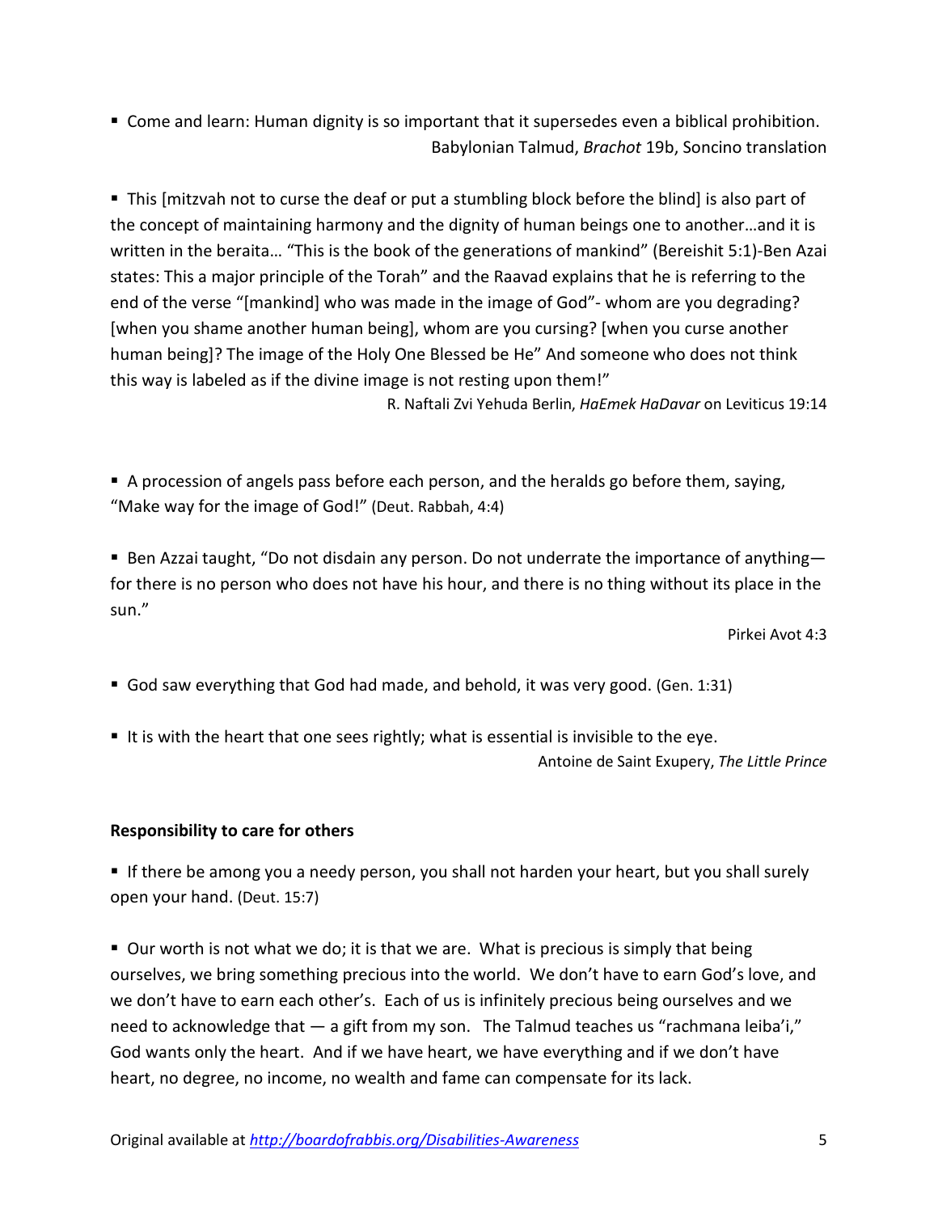- Come and learn: Human dignity is so important that it supersedes even a biblical prohibition.

  Babylonian Talmud, *Brachot* 19b, Soncino translation

- This [mitzvah not to curse the deaf or put a stumbling block before the blind] is also part of the concept of maintaining harmony and the dignity of human beings one to another…and it is written in the beraita… "This is the book of the generations of mankind" (Bereishit 5:1)-Ben Azai states: This a major principle of the Torah" and the Raavad explains that he is referring to the end of the verse "[mankind] who was made in the image of God"- whom are you degrading? [when you shame another human being], whom are you cursing? [when you curse another human being]? The image of the Holy One Blessed be He" And someone who does not think this way is labeled as if the divine image is not resting upon them!"

  R. Naftali Zvi Yehuda Berlin, *HaEmek HaDavar* on Leviticus 19:14

- A procession of angels pass before each person, and the heralds go before them, saying, "Make way for the image of God!" (Deut. Rabbah, 4:4)

- Ben Azzai taught, "Do not disdain any person. Do not underrate the importance of anything—for there is no person who does not have his hour, and there is no thing without its place in the sun."

  Pirkei Avot 4:3

- God saw everything that God had made, and behold, it was very good. (Gen. 1:31)

- It is with the heart that one sees rightly; what is essential is invisible to the eye.

  Antoine de Saint Exupery, *The Little Prince*

**Responsibility to care for others**

- If there be among you a needy person, you shall not harden your heart, but you shall surely open your hand. (Deut. 15:7)

- Our worth is not what we do; it is that we are. What is precious is simply that being ourselves, we bring something precious into the world. We don't have to earn God's love, and we don't have to earn each other's. Each of us is infinitely precious being ourselves and we need to acknowledge that — a gift from my son. The Talmud teaches us "rachmana leiba'i," God wants only the heart. And if we have heart, we have everything and if we don't have heart, no degree, no income, no wealth and fame can compensate for its lack.

Original available at *http://boardofrabbis.org/Disabilities-Awareness*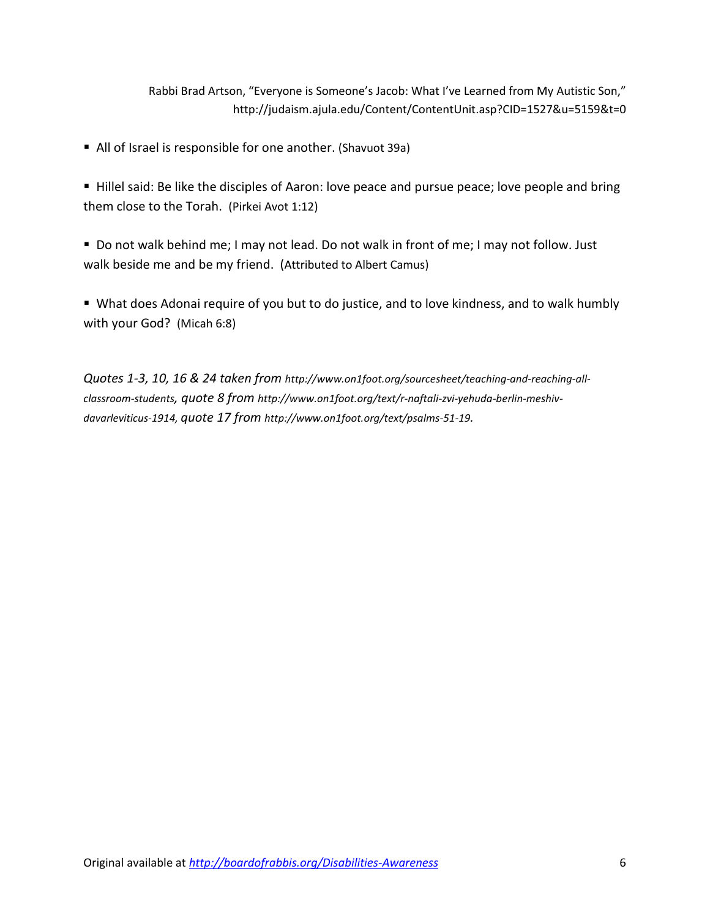Rabbi Brad Artson, "Everyone is Someone's Jacob: What I've Learned from My Autistic Son," http://judaism.ajula.edu/Content/ContentUnit.asp?CID=1527&u=5159&t=0

- All of Israel is responsible for one another. (Shavuot 39a)

- Hillel said: Be like the disciples of Aaron: love peace and pursue peace; love people and bring them close to the Torah. (Pirkei Avot 1:12)

- Do not walk behind me; I may not lead. Do not walk in front of me; I may not follow. Just walk beside me and be my friend. (Attributed to Albert Camus)

- What does Adonai require of you but to do justice, and to love kindness, and to walk humbly with your God? (Micah 6:8)

*Quotes 1-3, 10, 16 & 24 taken from http://www.on1foot.org/sourcesheet/teaching-and-reaching-all-classroom-students, quote 8 from http://www.on1foot.org/text/r-naftali-zvi-yehuda-berlin-meshiv-davarleviticus-1914, quote 17 from http://www.on1foot.org/text/psalms-51-19.*

Original available at *http://boardofrabbis.org/Disabilities-Awareness*